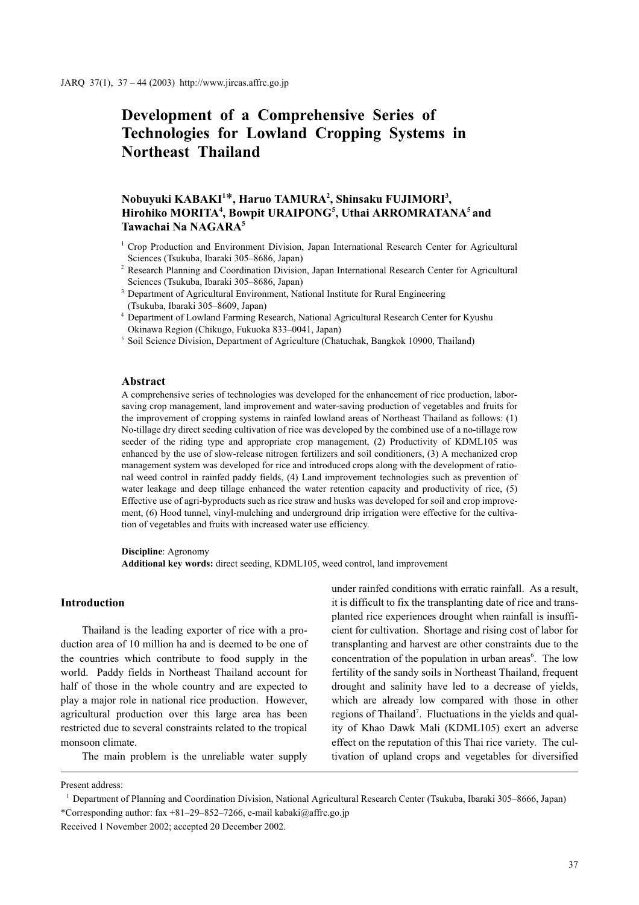# Development of a Comprehensive Series of Technologies for Lowland Cropping Systems in Northeast Thailand

**Nobuyuki KABAKI[1]\*, Haruo TAMURA[2], Shinsaku FUJIMORI[3], Hirohiko MORITA[4], Bowpit URAIPONG[5], Uthai ARROMRATANA[5] and Tawachai Na NAGARA[5]**

[1] Crop Production and Environment Division, Japan International Research Center for Agricultural Sciences (Tsukuba, Ibaraki 305–8686, Japan)

[2] Research Planning and Coordination Division, Japan International Research Center for Agricultural Sciences (Tsukuba, Ibaraki 305–8686, Japan)

[3] Department of Agricultural Environment, National Institute for Rural Engineering (Tsukuba, Ibaraki 305–8609, Japan)

[4] Department of Lowland Farming Research, National Agricultural Research Center for Kyushu Okinawa Region (Chikugo, Fukuoka 833–0041, Japan)

[5] Soil Science Division, Department of Agriculture (Chatuchak, Bangkok 10900, Thailand)

## Abstract

A comprehensive series of technologies was developed for the enhancement of rice production, labor-saving crop management, land improvement and water-saving production of vegetables and fruits for the improvement of cropping systems in rainfed lowland areas of Northeast Thailand as follows: (1) No-tillage dry direct seeding cultivation of rice was developed by the combined use of a no-tillage row seeder of the riding type and appropriate crop management, (2) Productivity of KDML105 was enhanced by the use of slow-release nitrogen fertilizers and soil conditioners, (3) A mechanized crop management system was developed for rice and introduced crops along with the development of rational weed control in rainfed paddy fields, (4) Land improvement technologies such as prevention of water leakage and deep tillage enhanced the water retention capacity and productivity of rice, (5) Effective use of agri-byproducts such as rice straw and husks was developed for soil and crop improvement, (6) Hood tunnel, vinyl-mulching and underground drip irrigation were effective for the cultivation of vegetables and fruits with increased water use efficiency.

**Discipline**: Agronomy
**Additional key words:** direct seeding, KDML105, weed control, land improvement

## Introduction

Thailand is the leading exporter of rice with a production area of 10 million ha and is deemed to be one of the countries which contribute to food supply in the world. Paddy fields in Northeast Thailand account for half of those in the whole country and are expected to play a major role in national rice production. However, agricultural production over this large area has been restricted due to several constraints related to the tropical monsoon climate.

The main problem is the unreliable water supply under rainfed conditions with erratic rainfall. As a result, it is difficult to fix the transplanting date of rice and transplanted rice experiences drought when rainfall is insufficient for cultivation. Shortage and rising cost of labor for transplanting and harvest are other constraints due to the concentration of the population in urban areas[6]. The low fertility of the sandy soils in Northeast Thailand, frequent drought and salinity have led to a decrease of yields, which are already low compared with those in other regions of Thailand[7]. Fluctuations in the yields and quality of Khao Dawk Mali (KDML105) exert an adverse effect on the reputation of this Thai rice variety. The cultivation of upland crops and vegetables for diversified

Present address:

[1] Department of Planning and Coordination Division, National Agricultural Research Center (Tsukuba, Ibaraki 305–8666, Japan)

\*Corresponding author: fax +81–29–852–7266, e-mail kabaki@affrc.go.jp

Received 1 November 2002; accepted 20 December 2002.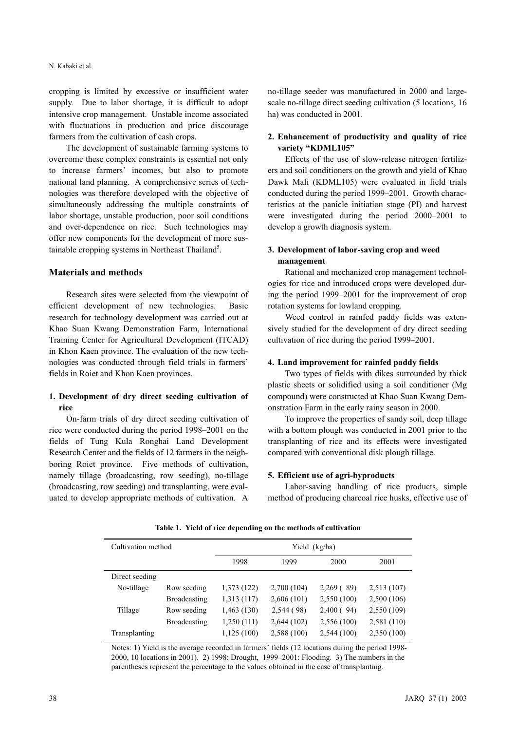cropping is limited by excessive or insufficient water supply. Due to labor shortage, it is difficult to adopt intensive crop management. Unstable income associated with fluctuations in production and price discourage farmers from the cultivation of cash crops.

The development of sustainable farming systems to overcome these complex constraints is essential not only to increase farmers' incomes, but also to promote national land planning. A comprehensive series of technologies was therefore developed with the objective of simultaneously addressing the multiple constraints of labor shortage, unstable production, poor soil conditions and over-dependence on rice. Such technologies may offer new components for the development of more sustainable cropping systems in Northeast Thailand[5].

## Materials and methods

Research sites were selected from the viewpoint of efficient development of new technologies. Basic research for technology development was carried out at Khao Suan Kwang Demonstration Farm, International Training Center for Agricultural Development (ITCAD) in Khon Kaen province. The evaluation of the new technologies was conducted through field trials in farmers' fields in Roiet and Khon Kaen provinces.

### 1. Development of dry direct seeding cultivation of rice

On-farm trials of dry direct seeding cultivation of rice were conducted during the period 1998–2001 on the fields of Tung Kula Ronghai Land Development Research Center and the fields of 12 farmers in the neighboring Roiet province. Five methods of cultivation, namely tillage (broadcasting, row seeding), no-tillage (broadcasting, row seeding) and transplanting, were evaluated to develop appropriate methods of cultivation. A no-tillage seeder was manufactured in 2000 and large-scale no-tillage direct seeding cultivation (5 locations, 16 ha) was conducted in 2001.

### 2. Enhancement of productivity and quality of rice variety "KDML105"

Effects of the use of slow-release nitrogen fertilizers and soil conditioners on the growth and yield of Khao Dawk Mali (KDML105) were evaluated in field trials conducted during the period 1999–2001. Growth characteristics at the panicle initiation stage (PI) and harvest were investigated during the period 2000–2001 to develop a growth diagnosis system.

### 3. Development of labor-saving crop and weed management

Rational and mechanized crop management technologies for rice and introduced crops were developed during the period 1999–2001 for the improvement of crop rotation systems for lowland cropping.

Weed control in rainfed paddy fields was extensively studied for the development of dry direct seeding cultivation of rice during the period 1999–2001.

### 4. Land improvement for rainfed paddy fields

Two types of fields with dikes surrounded by thick plastic sheets or solidified using a soil conditioner (Mg compound) were constructed at Khao Suan Kwang Demonstration Farm in the early rainy season in 2000.

To improve the properties of sandy soil, deep tillage with a bottom plough was conducted in 2001 prior to the transplanting of rice and its effects were investigated compared with conventional disk plough tillage.

### 5. Efficient use of agri-byproducts

Labor-saving handling of rice products, simple method of producing charcoal rice husks, effective use of

**Table 1. Yield of rice depending on the methods of cultivation**

| Cultivation method | | Yield (kg/ha) | | | |
|---|---|---|---|---|---|
| | | 1998 | 1999 | 2000 | 2001 |
| Direct seeding | | | | | |
| No-tillage | Row seeding | 1,373 (122) | 2,700 (104) | 2,269 ( 89) | 2,513 (107) |
| | Broadcasting | 1,313 (117) | 2,606 (101) | 2,550 (100) | 2,500 (106) |
| Tillage | Row seeding | 1,463 (130) | 2,544 ( 98) | 2,400 ( 94) | 2,550 (109) |
| | Broadcasting | 1,250 (111) | 2,644 (102) | 2,556 (100) | 2,581 (110) |
| Transplanting | | 1,125 (100) | 2,588 (100) | 2,544 (100) | 2,350 (100) |

Notes: 1) Yield is the average recorded in farmers' fields (12 locations during the period 1998-2000, 10 locations in 2001). 2) 1998: Drought, 1999–2001: Flooding. 3) The numbers in the parentheses represent the percentage to the values obtained in the case of transplanting.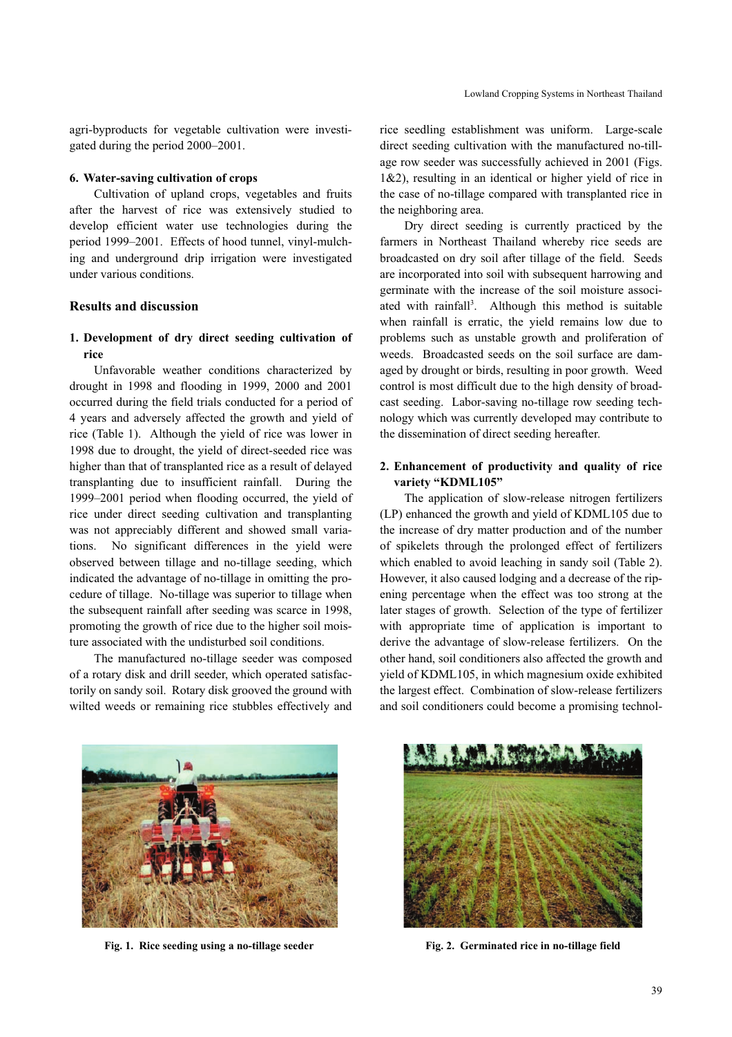agri-byproducts for vegetable cultivation were investigated during the period 2000–2001.

#### 6. Water-saving cultivation of crops

Cultivation of upland crops, vegetables and fruits after the harvest of rice was extensively studied to develop efficient water use technologies during the period 1999–2001. Effects of hood tunnel, vinyl-mulching and underground drip irrigation were investigated under various conditions.

## Results and discussion

### 1. Development of dry direct seeding cultivation of rice

Unfavorable weather conditions characterized by drought in 1998 and flooding in 1999, 2000 and 2001 occurred during the field trials conducted for a period of 4 years and adversely affected the growth and yield of rice (Table 1). Although the yield of rice was lower in 1998 due to drought, the yield of direct-seeded rice was higher than that of transplanted rice as a result of delayed transplanting due to insufficient rainfall. During the 1999–2001 period when flooding occurred, the yield of rice under direct seeding cultivation and transplanting was not appreciably different and showed small variations. No significant differences in the yield were observed between tillage and no-tillage seeding, which indicated the advantage of no-tillage in omitting the procedure of tillage. No-tillage was superior to tillage when the subsequent rainfall after seeding was scarce in 1998, promoting the growth of rice due to the higher soil moisture associated with the undisturbed soil conditions.

The manufactured no-tillage seeder was composed of a rotary disk and drill seeder, which operated satisfactorily on sandy soil. Rotary disk grooved the ground with wilted weeds or remaining rice stubbles effectively and rice seedling establishment was uniform. Large-scale direct seeding cultivation with the manufactured no-tillage row seeder was successfully achieved in 2001 (Figs. 1&2), resulting in an identical or higher yield of rice in the case of no-tillage compared with transplanted rice in the neighboring area.

Dry direct seeding is currently practiced by the farmers in Northeast Thailand whereby rice seeds are broadcasted on dry soil after tillage of the field. Seeds are incorporated into soil with subsequent harrowing and germinate with the increase of the soil moisture associated with rainfall[3]. Although this method is suitable when rainfall is erratic, the yield remains low due to problems such as unstable growth and proliferation of weeds. Broadcasted seeds on the soil surface are damaged by drought or birds, resulting in poor growth. Weed control is most difficult due to the high density of broadcast seeding. Labor-saving no-tillage row seeding technology which was currently developed may contribute to the dissemination of direct seeding hereafter.

### 2. Enhancement of productivity and quality of rice variety "KDML105"

The application of slow-release nitrogen fertilizers (LP) enhanced the growth and yield of KDML105 due to the increase of dry matter production and of the number of spikelets through the prolonged effect of fertilizers which enabled to avoid leaching in sandy soil (Table 2). However, it also caused lodging and a decrease of the ripening percentage when the effect was too strong at the later stages of growth. Selection of the type of fertilizer with appropriate time of application is important to derive the advantage of slow-release fertilizers. On the other hand, soil conditioners also affected the growth and yield of KDML105, in which magnesium oxide exhibited the largest effect. Combination of slow-release fertilizers and soil conditioners could become a promising technol-

**Fig. 1. Rice seeding using a no-tillage seeder**

**Fig. 2. Germinated rice in no-tillage field**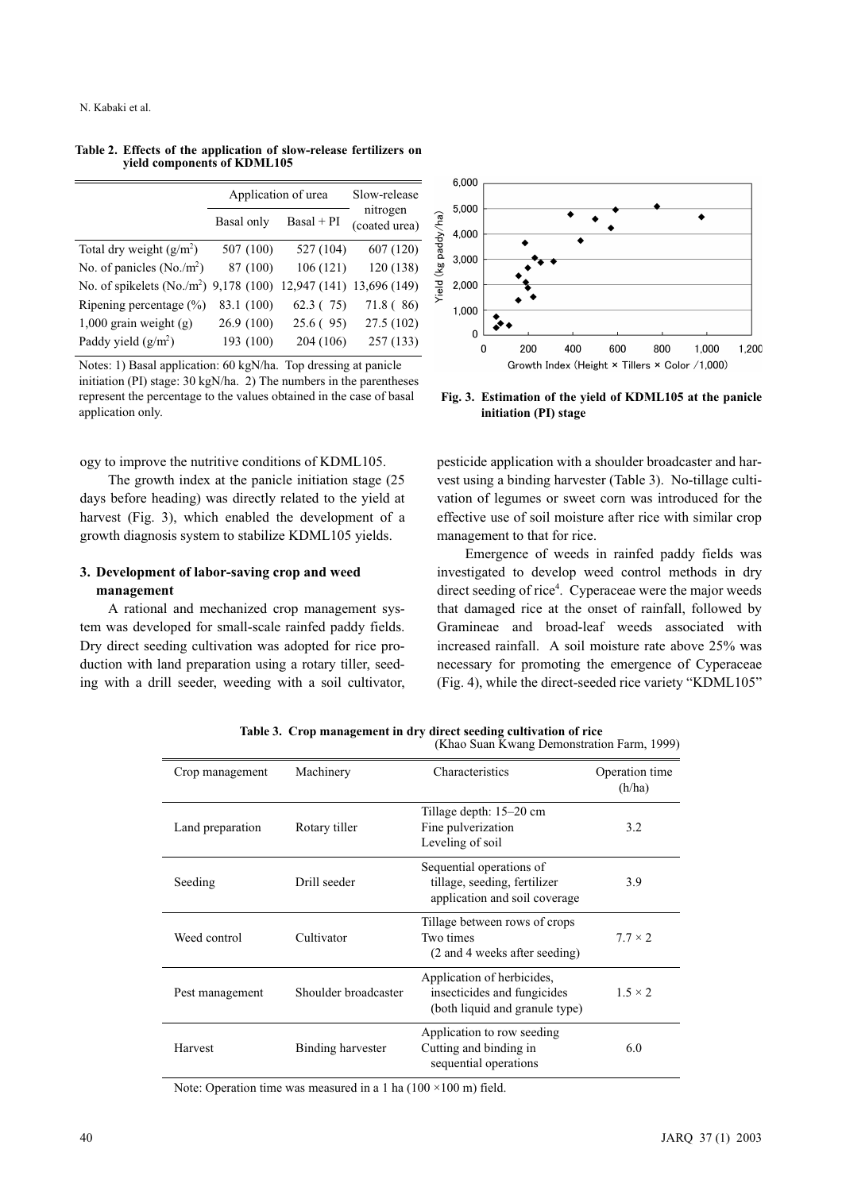**Table 2. Effects of the application of slow-release fertilizers on yield components of KDML105**

| | Application of urea | | Slow-release nitrogen (coated urea) |
|---|---|---|---|
| | Basal only | Basal + PI | |
| Total dry weight ($g/m^2$) | 507 (100) | 527 (104) | 607 (120) |
| No. of panicles ($No./m^2$) | 87 (100) | 106 (121) | 120 (138) |
| No. of spikelets ($No./m^2$) | 9,178 (100) | 12,947 (141) | 13,696 (149) |
| Ripening percentage (%) | 83.1 (100) | 62.3 ( 75) | 71.8 ( 86) |
| 1,000 grain weight (g) | 26.9 (100) | 25.6 ( 95) | 27.5 (102) |
| Paddy yield ($g/m^2$) | 193 (100) | 204 (106) | 257 (133) |

Notes: 1) Basal application: 60 kgN/ha. Top dressing at panicle initiation (PI) stage: 30 kgN/ha. 2) The numbers in the parentheses represent the percentage to the values obtained in the case of basal application only.

Fig. 3. Estimation of the yield of KDML105 at the panicle initiation (PI) stage

ogy to improve the nutritive conditions of KDML105.

The growth index at the panicle initiation stage (25 days before heading) was directly related to the yield at harvest (Fig. 3), which enabled the development of a growth diagnosis system to stabilize KDML105 yields.

### 3. Development of labor-saving crop and weed management

A rational and mechanized crop management system was developed for small-scale rainfed paddy fields. Dry direct seeding cultivation was adopted for rice production with land preparation using a rotary tiller, seeding with a drill seeder, weeding with a soil cultivator, pesticide application with a shoulder broadcaster and harvest using a binding harvester (Table 3). No-tillage cultivation of legumes or sweet corn was introduced for the effective use of soil moisture after rice with similar crop management to that for rice.

Emergence of weeds in rainfed paddy fields was investigated to develop weed control methods in dry direct seeding of rice[4]. Cyperaceae were the major weeds that damaged rice at the onset of rainfall, followed by Gramineae and broad-leaf weeds associated with increased rainfall. A soil moisture rate above 25% was necessary for promoting the emergence of Cyperaceae (Fig. 4), while the direct-seeded rice variety "KDML105"

**Table 3. Crop management in dry direct seeding cultivation of rice**
(Khao Suan Kwang Demonstration Farm, 1999)

| Crop management | Machinery | Characteristics | Operation time (h/ha) |
|---|---|---|---|
| Land preparation | Rotary tiller | Tillage depth: 15–20 cm<br>Fine pulverization<br>Leveling of soil | 3.2 |
| Seeding | Drill seeder | Sequential operations of tillage, seeding, fertilizer application and soil coverage | 3.9 |
| Weed control | Cultivator | Tillage between rows of crops<br>Two times<br>(2 and 4 weeks after seeding) | 7.7 × 2 |
| Pest management | Shoulder broadcaster | Application of herbicides, insecticides and fungicides (both liquid and granule type) | 1.5 × 2 |
| Harvest | Binding harvester | Application to row seeding<br>Cutting and binding in sequential operations | 6.0 |

Note: Operation time was measured in a 1 ha (100 ×100 m) field.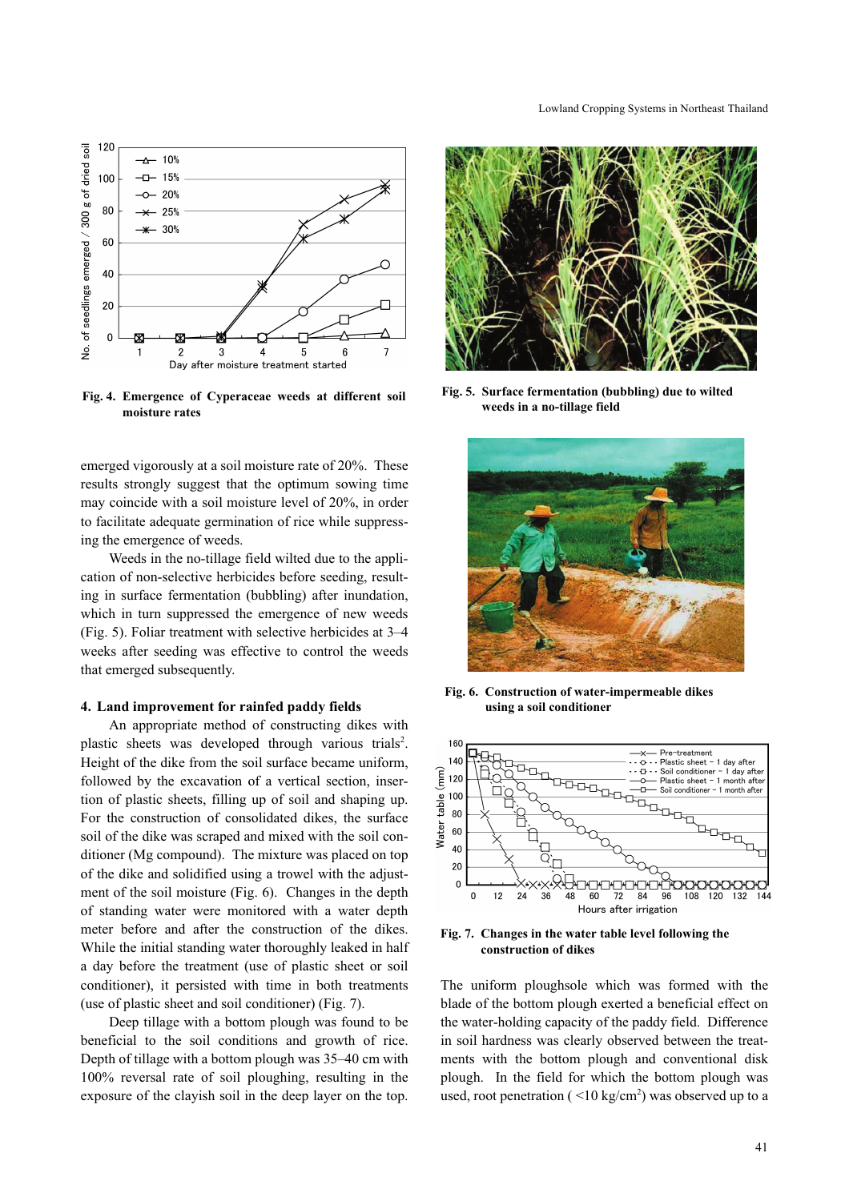Fig. 4. Emergence of Cyperaceae weeds at different soil moisture rates

Fig. 5. Surface fermentation (bubbling) due to wilted weeds in a no-tillage field

emerged vigorously at a soil moisture rate of 20%. These results strongly suggest that the optimum sowing time may coincide with a soil moisture level of 20%, in order to facilitate adequate germination of rice while suppressing the emergence of weeds.

Weeds in the no-tillage field wilted due to the application of non-selective herbicides before seeding, resulting in surface fermentation (bubbling) after inundation, which in turn suppressed the emergence of new weeds (Fig. 5). Foliar treatment with selective herbicides at 3–4 weeks after seeding was effective to control the weeds that emerged subsequently.

Fig. 6. Construction of water-impermeable dikes using a soil conditioner

### 4. Land improvement for rainfed paddy fields

An appropriate method of constructing dikes with plastic sheets was developed through various trials[2]. Height of the dike from the soil surface became uniform, followed by the excavation of a vertical section, insertion of plastic sheets, filling up of soil and shaping up. For the construction of consolidated dikes, the surface soil of the dike was scraped and mixed with the soil conditioner (Mg compound). The mixture was placed on top of the dike and solidified using a trowel with the adjustment of the soil moisture (Fig. 6). Changes in the depth of standing water were monitored with a water depth meter before and after the construction of the dikes. While the initial standing water thoroughly leaked in half a day before the treatment (use of plastic sheet or soil conditioner), it persisted with time in both treatments (use of plastic sheet and soil conditioner) (Fig. 7).

Fig. 7. Changes in the water table level following the construction of dikes

Deep tillage with a bottom plough was found to be beneficial to the soil conditions and growth of rice. Depth of tillage with a bottom plough was 35–40 cm with 100% reversal rate of soil ploughing, resulting in the exposure of the clayish soil in the deep layer on the top. The uniform ploughsole which was formed with the blade of the bottom plough exerted a beneficial effect on the water-holding capacity of the paddy field. Difference in soil hardness was clearly observed between the treatments with the bottom plough and conventional disk plough. In the field for which the bottom plough was used, root penetration ( <10 $kg/cm^2$) was observed up to a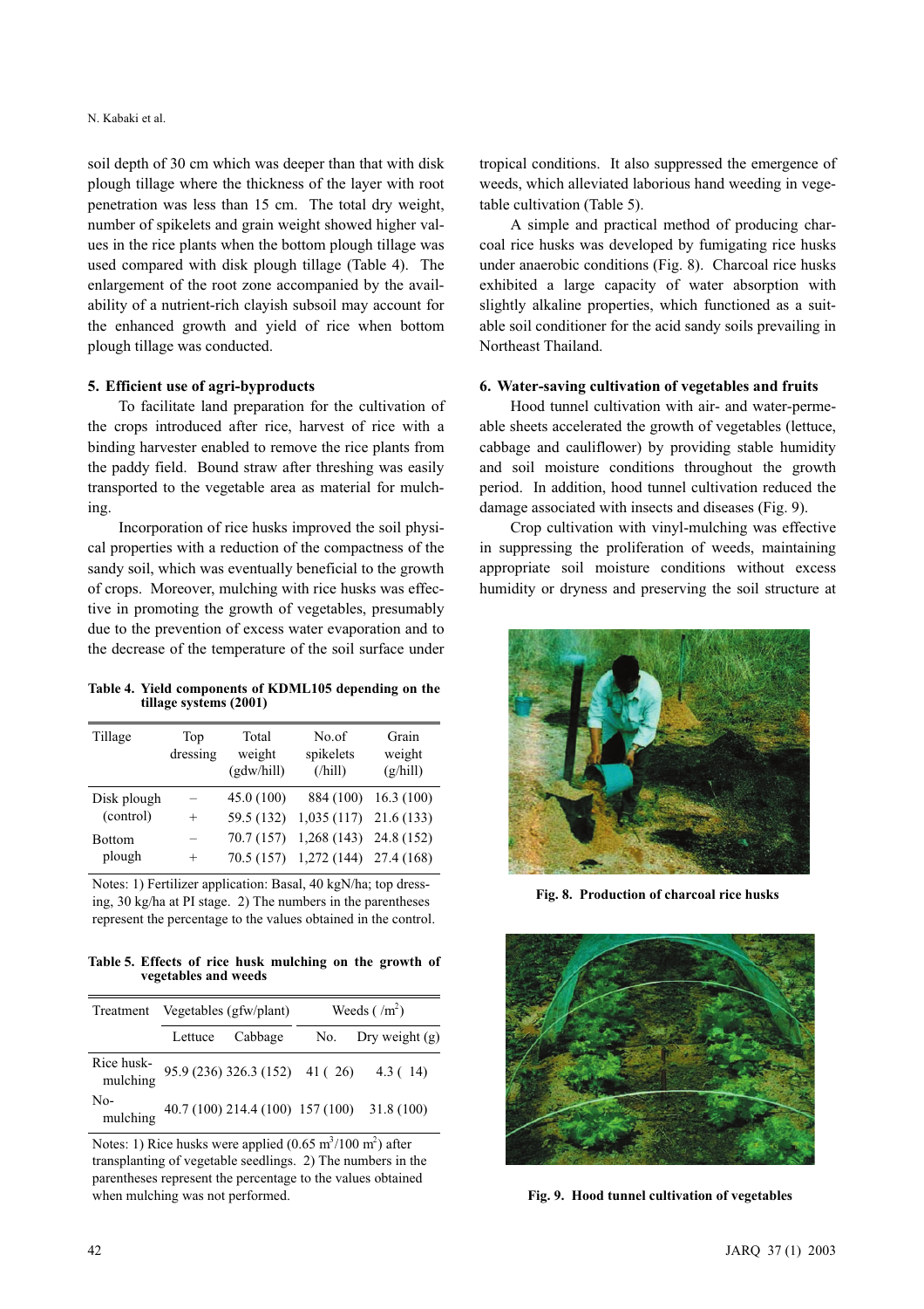soil depth of 30 cm which was deeper than that with disk plough tillage where the thickness of the layer with root penetration was less than 15 cm. The total dry weight, number of spikelets and grain weight showed higher values in the rice plants when the bottom plough tillage was used compared with disk plough tillage (Table 4). The enlargement of the root zone accompanied by the availability of a nutrient-rich clayish subsoil may account for the enhanced growth and yield of rice when bottom plough tillage was conducted.

## 5. Efficient use of agri-byproducts

To facilitate land preparation for the cultivation of the crops introduced after rice, harvest of rice with a binding harvester enabled to remove the rice plants from the paddy field. Bound straw after threshing was easily transported to the vegetable area as material for mulching.

Incorporation of rice husks improved the soil physical properties with a reduction of the compactness of the sandy soil, which was eventually beneficial to the growth of crops. Moreover, mulching with rice husks was effective in promoting the growth of vegetables, presumably due to the prevention of excess water evaporation and to the decrease of the temperature of the soil surface under tropical conditions. It also suppressed the emergence of weeds, which alleviated laborious hand weeding in vegetable cultivation (Table 5).

A simple and practical method of producing charcoal rice husks was developed by fumigating rice husks under anaerobic conditions (Fig. 8). Charcoal rice husks exhibited a large capacity of water absorption with slightly alkaline properties, which functioned as a suitable soil conditioner for the acid sandy soils prevailing in Northeast Thailand.

**Table 4. Yield components of KDML105 depending on the tillage systems (2001)**

| Tillage | Top dressing | Total weight (gdw/hill) | No.of spikelets (/hill) | Grain weight (g/hill) |
|---|---|---|---|---|
| Disk plough (control) | – | 45.0 (100) | 884 (100) | 16.3 (100) |
| | + | 59.5 (132) | 1,035 (117) | 21.6 (133) |
| Bottom plough | – | 70.7 (157) | 1,268 (143) | 24.8 (152) |
| | + | 70.5 (157) | 1,272 (144) | 27.4 (168) |

Notes: 1) Fertilizer application: Basal, 40 kgN/ha; top dressing, 30 kg/ha at PI stage. 2) The numbers in the parentheses represent the percentage to the values obtained in the control.

**Table 5. Effects of rice husk mulching on the growth of vegetables and weeds**

| Treatment | Vegetables (gfw/plant) | | Weeds ( /m$^2$) | |
|---|---|---|---|---|
| | Lettuce | Cabbage | No. | Dry weight (g) |
| Rice husk-mulching | 95.9 (236) | 326.3 (152) | 41 ( 26) | 4.3 ( 14) |
| No-mulching | 40.7 (100) | 214.4 (100) | 157 (100) | 31.8 (100) |

Notes: 1) Rice husks were applied (0.65 m$^3$/100 m$^2$) after transplanting of vegetable seedlings. 2) The numbers in the parentheses represent the percentage to the values obtained when mulching was not performed.

## 6. Water-saving cultivation of vegetables and fruits

Hood tunnel cultivation with air- and water-permeable sheets accelerated the growth of vegetables (lettuce, cabbage and cauliflower) by providing stable humidity and soil moisture conditions throughout the growth period. In addition, hood tunnel cultivation reduced the damage associated with insects and diseases (Fig. 9).

Crop cultivation with vinyl-mulching was effective in suppressing the proliferation of weeds, maintaining appropriate soil moisture conditions without excess humidity or dryness and preserving the soil structure at

**Fig. 8. Production of charcoal rice husks**

**Fig. 9. Hood tunnel cultivation of vegetables**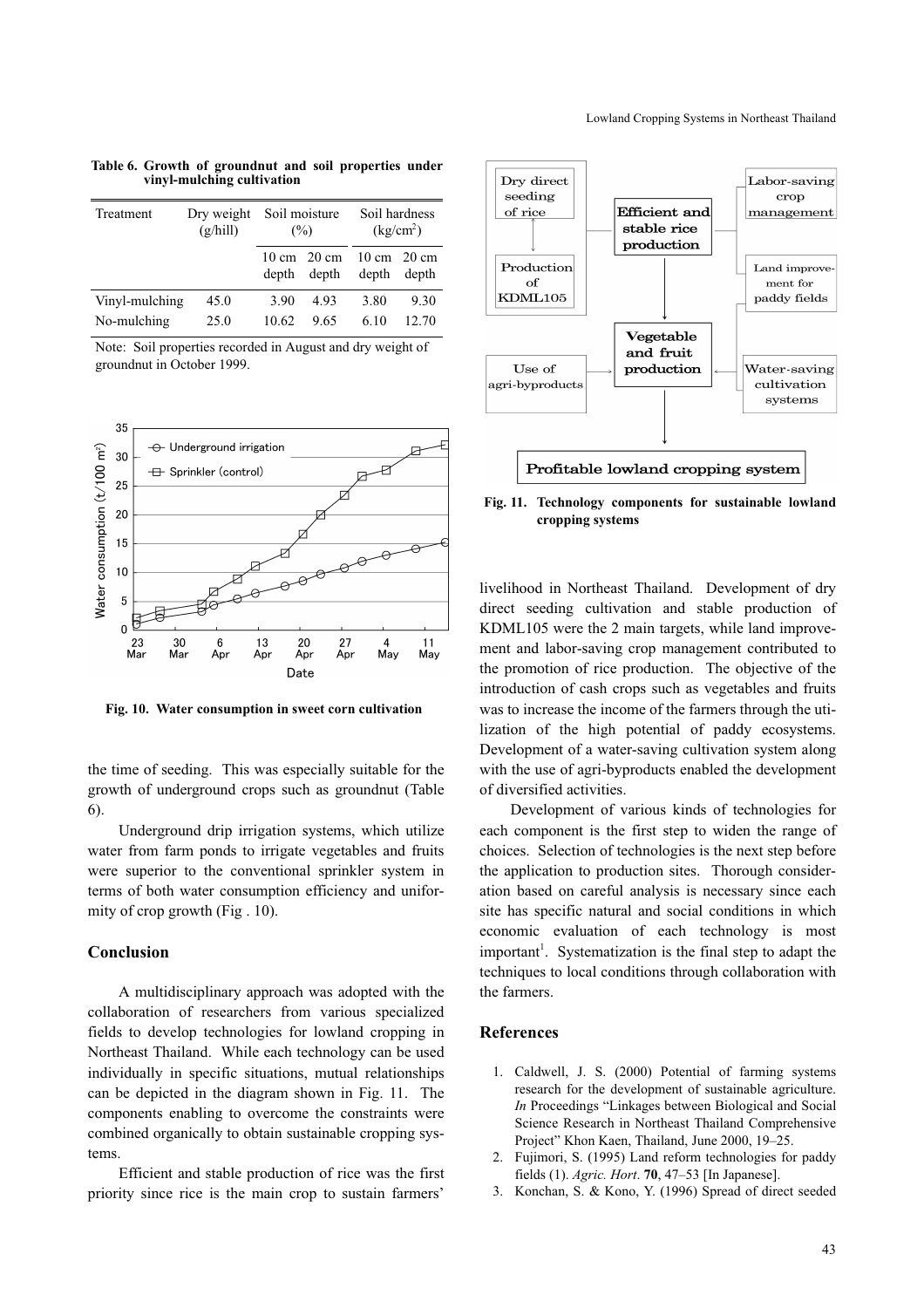**Table 6. Growth of groundnut and soil properties under vinyl-mulching cultivation**

| Treatment | Dry weight (g/hill) | Soil moisture (%) | | Soil hardness ($kg/cm^2$) | |
|---|---|---|---|---|---|
| | | 10 cm depth | 20 cm depth | 10 cm depth | 20 cm depth |
| Vinyl-mulching | 45.0 | 3.90 | 4.93 | 3.80 | 9.30 |
| No-mulching | 25.0 | 10.62 | 9.65 | 6.10 | 12.70 |

Note: Soil properties recorded in August and dry weight of groundnut in October 1999.

**Fig. 10. Water consumption in sweet corn cultivation**

the time of seeding. This was especially suitable for the growth of underground crops such as groundnut (Table 6).

Underground drip irrigation systems, which utilize water from farm ponds to irrigate vegetables and fruits were superior to the conventional sprinkler system in terms of both water consumption efficiency and uniformity of crop growth (Fig . 10).

## Conclusion

A multidisciplinary approach was adopted with the collaboration of researchers from various specialized fields to develop technologies for lowland cropping in Northeast Thailand. While each technology can be used individually in specific situations, mutual relationships can be depicted in the diagram shown in Fig. 11. The components enabling to overcome the constraints were combined organically to obtain sustainable cropping systems.

Efficient and stable production of rice was the first priority since rice is the main crop to sustain farmers' livelihood in Northeast Thailand. Development of dry direct seeding cultivation and stable production of KDML105 were the 2 main targets, while land improvement and labor-saving crop management contributed to the promotion of rice production. The objective of the introduction of cash crops such as vegetables and fruits was to increase the income of the farmers through the utilization of the high potential of paddy ecosystems. Development of a water-saving cultivation system along with the use of agri-byproducts enabled the development of diversified activities.

**Fig. 11. Technology components for sustainable lowland cropping systems**

Development of various kinds of technologies for each component is the first step to widen the range of choices. Selection of technologies is the next step before the application to production sites. Thorough consideration based on careful analysis is necessary since each site has specific natural and social conditions in which economic evaluation of each technology is most important[1]. Systematization is the final step to adapt the techniques to local conditions through collaboration with the farmers.

## References

1. Caldwell, J. S. (2000) Potential of farming systems research for the development of sustainable agriculture. *In* Proceedings "Linkages between Biological and Social Science Research in Northeast Thailand Comprehensive Project" Khon Kaen, Thailand, June 2000, 19–25.
2. Fujimori, S. (1995) Land reform technologies for paddy fields (1). *Agric. Hort*. **70**, 47–53 [In Japanese].
3. Konchan, S. & Kono, Y. (1996) Spread of direct seeded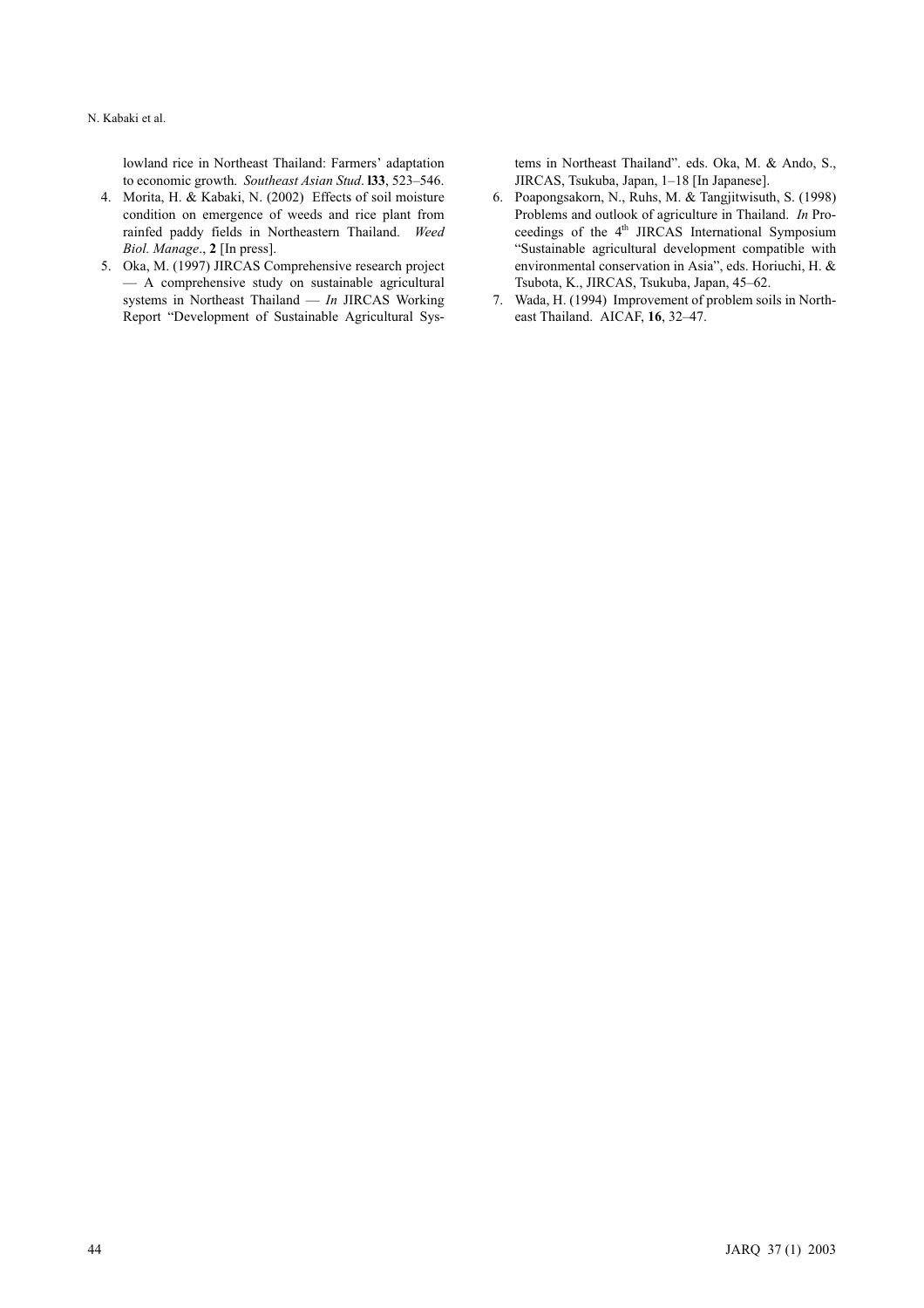lowland rice in Northeast Thailand: Farmers' adaptation to economic growth. *Southeast Asian Stud*. **l33**, 523–546.

4. Morita, H. & Kabaki, N. (2002) Effects of soil moisture condition on emergence of weeds and rice plant from rainfed paddy fields in Northeastern Thailand. *Weed Biol. Manage*., **2** [In press].
5. Oka, M. (1997) JIRCAS Comprehensive research project — A comprehensive study on sustainable agricultural systems in Northeast Thailand — *In* JIRCAS Working Report "Development of Sustainable Agricultural Systems in Northeast Thailand". eds. Oka, M. & Ando, S., JIRCAS, Tsukuba, Japan, 1–18 [In Japanese].
6. Poapongsakorn, N., Ruhs, M. & Tangjitwisuth, S. (1998) Problems and outlook of agriculture in Thailand. *In* Proceedings of the 4th JIRCAS International Symposium "Sustainable agricultural development compatible with environmental conservation in Asia", eds. Horiuchi, H. & Tsubota, K., JIRCAS, Tsukuba, Japan, 45–62.
7. Wada, H. (1994) Improvement of problem soils in Northeast Thailand. AICAF, **16**, 32–47.